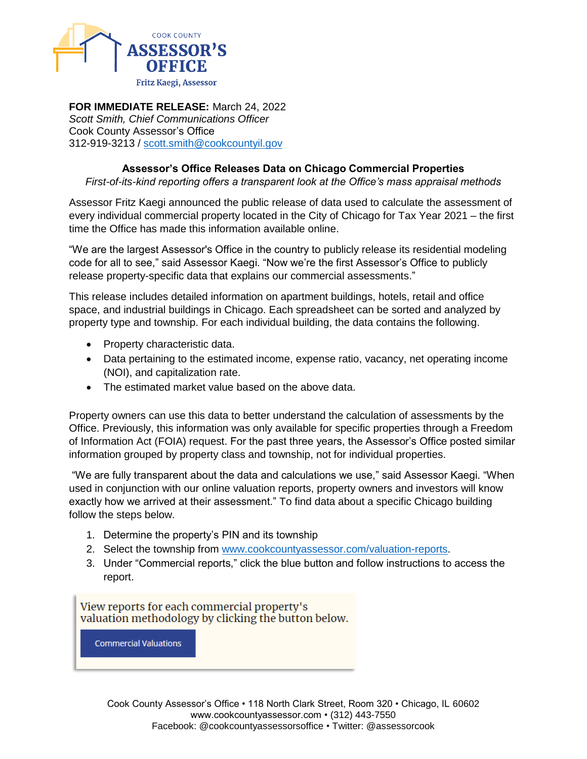COOK COUNTY
**ASSESSOR'S OFFICE**
Fritz Kaegi, Assessor

**FOR IMMEDIATE RELEASE:** March 24, 2022
*Scott Smith, Chief Communications Officer*
Cook County Assessor's Office
312-919-3213 / scott.smith@cookcountyil.gov

## Assessor's Office Releases Data on Chicago Commercial Properties

*First-of-its-kind reporting offers a transparent look at the Office's mass appraisal methods*

Assessor Fritz Kaegi announced the public release of data used to calculate the assessment of every individual commercial property located in the City of Chicago for Tax Year 2021 – the first time the Office has made this information available online.

"We are the largest Assessor's Office in the country to publicly release its residential modeling code for all to see," said Assessor Kaegi. "Now we're the first Assessor's Office to publicly release property-specific data that explains our commercial assessments."

This release includes detailed information on apartment buildings, hotels, retail and office space, and industrial buildings in Chicago. Each spreadsheet can be sorted and analyzed by property type and township. For each individual building, the data contains the following.

- Property characteristic data.
- Data pertaining to the estimated income, expense ratio, vacancy, net operating income (NOI), and capitalization rate.
- The estimated market value based on the above data.

Property owners can use this data to better understand the calculation of assessments by the Office. Previously, this information was only available for specific properties through a Freedom of Information Act (FOIA) request. For the past three years, the Assessor's Office posted similar information grouped by property class and township, not for individual properties.

"We are fully transparent about the data and calculations we use," said Assessor Kaegi. "When used in conjunction with our online valuation reports, property owners and investors will know exactly how we arrived at their assessment." To find data about a specific Chicago building follow the steps below.

1. Determine the property's PIN and its township
2. Select the township from www.cookcountyassessor.com/valuation-reports.
3. Under "Commercial reports," click the blue button and follow instructions to access the report.

View reports for each commercial property's valuation methodology by clicking the button below.

Commercial Valuations

Cook County Assessor's Office • 118 North Clark Street, Room 320 • Chicago, IL 60602
www.cookcountyassessor.com • (312) 443-7550
Facebook: @cookcountyassessorsoffice • Twitter: @assessorcook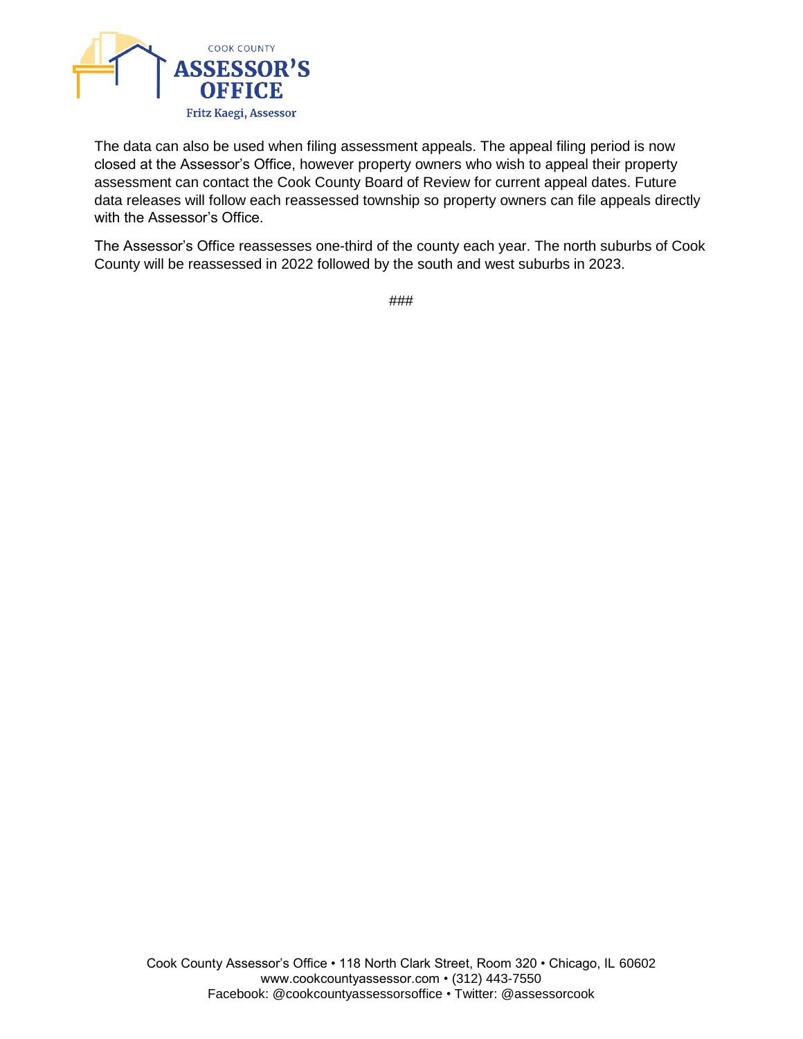The data can also be used when filing assessment appeals. The appeal filing period is now closed at the Assessor's Office, however property owners who wish to appeal their property assessment can contact the Cook County Board of Review for current appeal dates. Future data releases will follow each reassessed township so property owners can file appeals directly with the Assessor's Office.

The Assessor's Office reassesses one-third of the county each year. The north suburbs of Cook County will be reassessed in 2022 followed by the south and west suburbs in 2023.

###